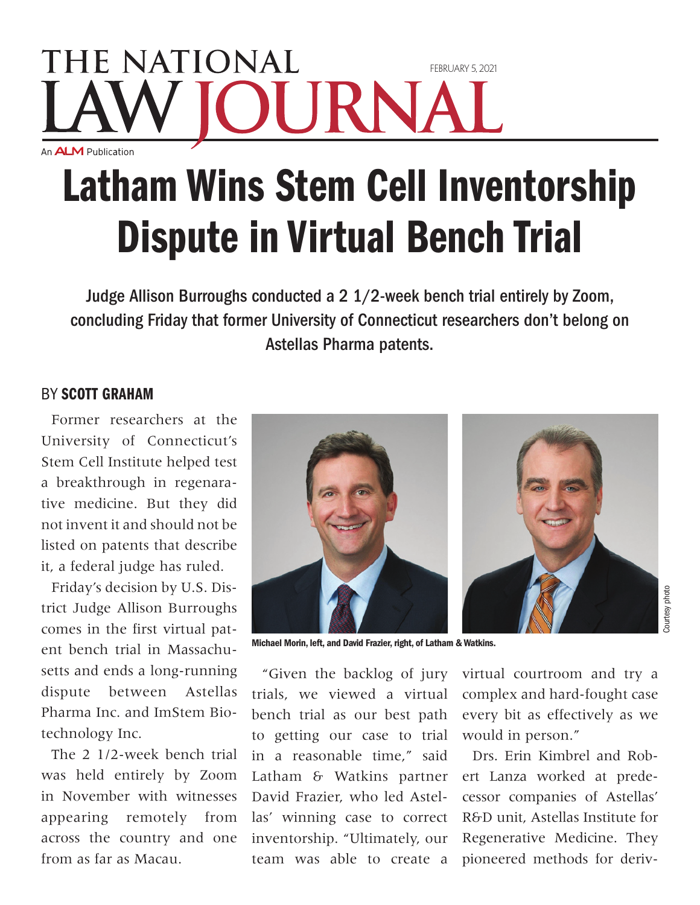THE NATIONAL LAW JOURNAL

FEBRUARY 5, 2021

An ALM Publication

# Latham Wins Stem Cell Inventorship Dispute in Virtual Bench Trial

Judge Allison Burroughs conducted a 2 1/2-week bench trial entirely by Zoom, concluding Friday that former University of Connecticut researchers don't belong on Astellas Pharma patents.

BY **SCOTT GRAHAM**

Former researchers at the University of Connecticut's Stem Cell Institute helped test a breakthrough in regenarative medicine. But they did not invent it and should not be listed on patents that describe it, a federal judge has ruled.

Friday's decision by U.S. District Judge Allison Burroughs comes in the first virtual patent bench trial in Massachusetts and ends a long-running dispute between Astellas Pharma Inc. and ImStem Biotechnology Inc.

The 2 1/2-week bench trial was held entirely by Zoom in November with witnesses appearing remotely from across the country and one from as far as Macau.

Michael Morin, left, and David Frazier, right, of Latham & Watkins.

Courtesy photo

"Given the backlog of jury trials, we viewed a virtual bench trial as our best path to getting our case to trial in a reasonable time," said Latham & Watkins partner David Frazier, who led Astellas' winning case to correct inventorship. "Ultimately, our team was able to create a virtual courtroom and try a complex and hard-fought case every bit as effectively as we would in person."

Drs. Erin Kimbrel and Robert Lanza worked at predecessor companies of Astellas' R&D unit, Astellas Institute for Regenerative Medicine. They pioneered methods for deriv-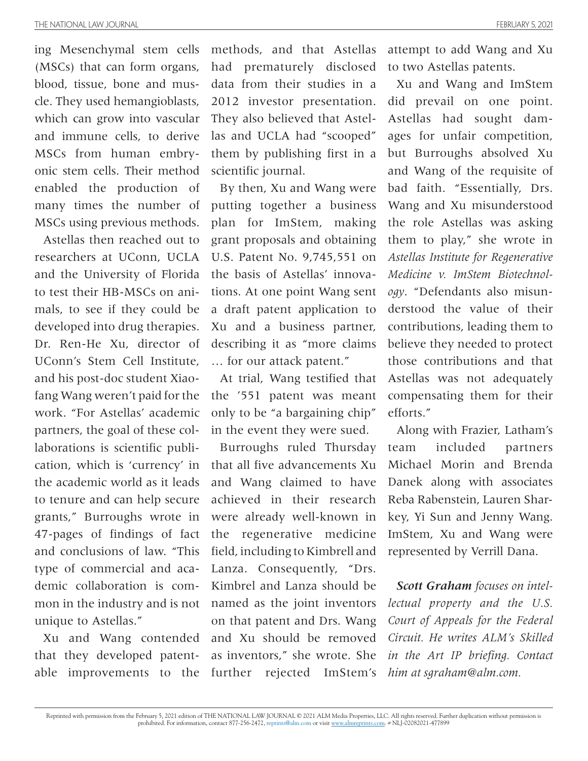ing Mesenchymal stem cells (MSCs) that can form organs, blood, tissue, bone and muscle. They used hemangioblasts, which can grow into vascular and immune cells, to derive MSCs from human embryonic stem cells. Their method enabled the production of many times the number of MSCs using previous methods.

Astellas then reached out to researchers at UConn, UCLA and the University of Florida to test their HB-MSCs on animals, to see if they could be developed into drug therapies. Dr. Ren-He Xu, director of UConn's Stem Cell Institute, and his post-doc student Xiaofang Wang weren't paid for the work. "For Astellas' academic partners, the goal of these collaborations is scientific publication, which is 'currency' in the academic world as it leads to tenure and can help secure grants," Burroughs wrote in 47-pages of findings of fact and conclusions of law. "This type of commercial and academic collaboration is common in the industry and is not unique to Astellas."

Xu and Wang contended that they developed patentable improvements to the methods, and that Astellas had prematurely disclosed data from their studies in a 2012 investor presentation. They also believed that Astellas and UCLA had "scooped" them by publishing first in a scientific journal.

By then, Xu and Wang were putting together a business plan for ImStem, making grant proposals and obtaining U.S. Patent No. 9,745,551 on the basis of Astellas' innovations. At one point Wang sent a draft patent application to Xu and a business partner, describing it as "more claims … for our attack patent."

At trial, Wang testified that the '551 patent was meant only to be "a bargaining chip" in the event they were sued.

Burroughs ruled Thursday that all five advancements Xu and Wang claimed to have achieved in their research were already well-known in the regenerative medicine field, including to Kimbrell and Lanza. Consequently, "Drs. Kimbrel and Lanza should be named as the joint inventors on that patent and Drs. Wang and Xu should be removed as inventors," she wrote. She further rejected ImStem's attempt to add Wang and Xu to two Astellas patents.

Xu and Wang and ImStem did prevail on one point. Astellas had sought damages for unfair competition, but Burroughs absolved Xu and Wang of the requisite of bad faith. "Essentially, Drs. Wang and Xu misunderstood the role Astellas was asking them to play," she wrote in *Astellas Institute for Regenerative Medicine v. ImStem Biotechnology*. "Defendants also misunderstood the value of their contributions, leading them to believe they needed to protect those contributions and that Astellas was not adequately compensating them for their efforts."

Along with Frazier, Latham's team included partners Michael Morin and Brenda Danek along with associates Reba Rabenstein, Lauren Sharkey, Yi Sun and Jenny Wang. ImStem, Xu and Wang were represented by Verrill Dana.

***Scott Graham*** *focuses on intellectual property and the U.S. Court of Appeals for the Federal Circuit. He writes ALM's Skilled in the Art IP briefing. Contact him at sgraham@alm.com.*

Reprinted with permission from the February 5, 2021 edition of THE NATIONAL LAW JOURNAL © 2021 ALM Media Properties, LLC. All rights reserved. Further duplication without permission is prohibited. For information, contact 877-256-2472, reprints@alm.com or visit www.almreprints.com. # NLJ-02082021-477899